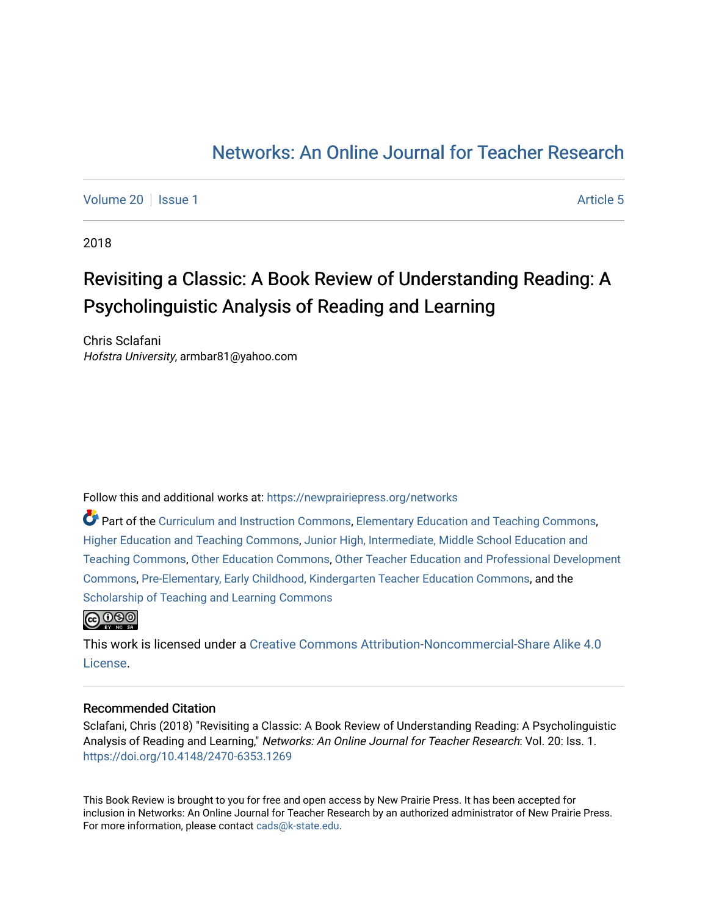# Networks: An Online Journal for Teacher Research

Volume 20 | Issue 1 Article 5

2018

## Revisiting a Classic: A Book Review of Understanding Reading: A Psycholinguistic Analysis of Reading and Learning

Chris Sclafani
*Hofstra University*, armbar81@yahoo.com

Follow this and additional works at: https://newprairiepress.org/networks

Part of the Curriculum and Instruction Commons, Elementary Education and Teaching Commons, Higher Education and Teaching Commons, Junior High, Intermediate, Middle School Education and Teaching Commons, Other Education Commons, Other Teacher Education and Professional Development Commons, Pre-Elementary, Early Childhood, Kindergarten Teacher Education Commons, and the Scholarship of Teaching and Learning Commons

This work is licensed under a Creative Commons Attribution-Noncommercial-Share Alike 4.0 License.

### Recommended Citation

Sclafani, Chris (2018) "Revisiting a Classic: A Book Review of Understanding Reading: A Psycholinguistic Analysis of Reading and Learning," *Networks: An Online Journal for Teacher Research*: Vol. 20: Iss. 1. https://doi.org/10.4148/2470-6353.1269

This Book Review is brought to you for free and open access by New Prairie Press. It has been accepted for inclusion in Networks: An Online Journal for Teacher Research by an authorized administrator of New Prairie Press. For more information, please contact cads@k-state.edu.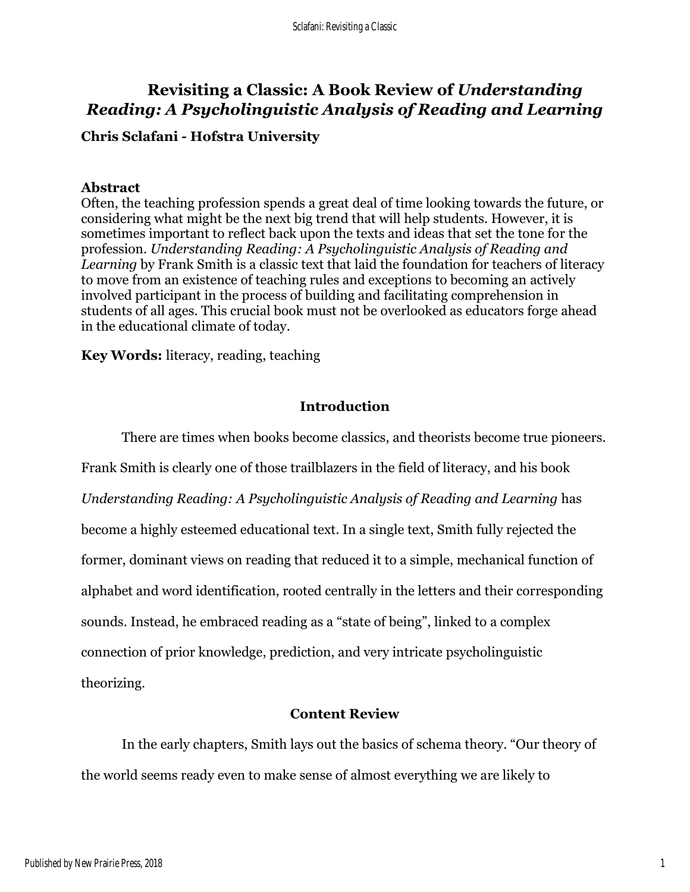# Revisiting a Classic: A Book Review of *Understanding Reading: A Psycholinguistic Analysis of Reading and Learning*

**Chris Sclafani - Hofstra University**

**Abstract**

Often, the teaching profession spends a great deal of time looking towards the future, or considering what might be the next big trend that will help students. However, it is sometimes important to reflect back upon the texts and ideas that set the tone for the profession. *Understanding Reading: A Psycholinguistic Analysis of Reading and Learning* by Frank Smith is a classic text that laid the foundation for teachers of literacy to move from an existence of teaching rules and exceptions to becoming an actively involved participant in the process of building and facilitating comprehension in students of all ages. This crucial book must not be overlooked as educators forge ahead in the educational climate of today.

**Key Words:** literacy, reading, teaching

## Introduction

There are times when books become classics, and theorists become true pioneers. Frank Smith is clearly one of those trailblazers in the field of literacy, and his book *Understanding Reading: A Psycholinguistic Analysis of Reading and Learning* has become a highly esteemed educational text. In a single text, Smith fully rejected the former, dominant views on reading that reduced it to a simple, mechanical function of alphabet and word identification, rooted centrally in the letters and their corresponding sounds. Instead, he embraced reading as a "state of being", linked to a complex connection of prior knowledge, prediction, and very intricate psycholinguistic theorizing.

## Content Review

In the early chapters, Smith lays out the basics of schema theory. "Our theory of the world seems ready even to make sense of almost everything we are likely to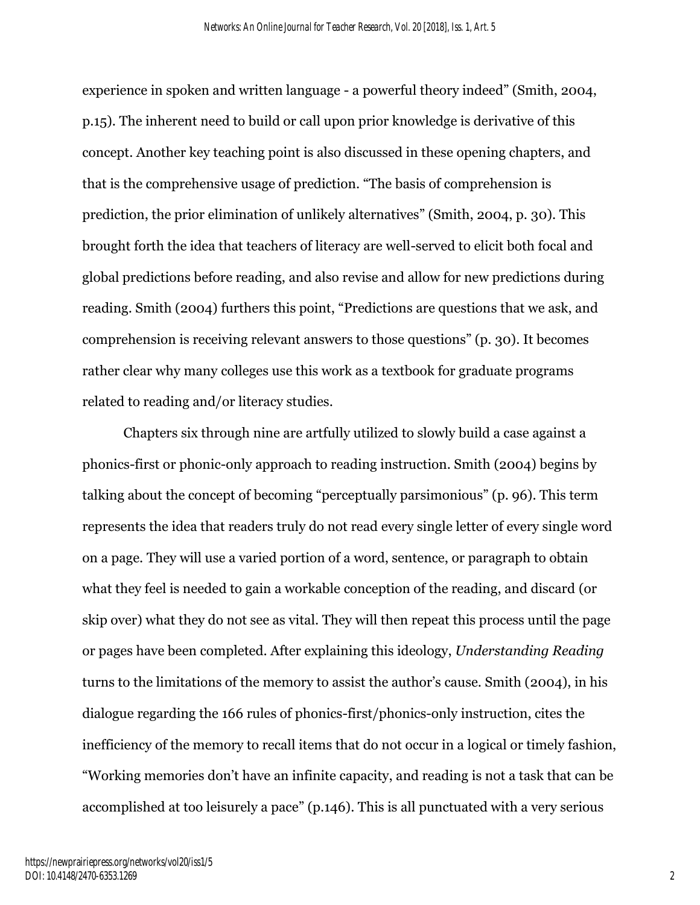experience in spoken and written language - a powerful theory indeed" (Smith, 2004, p.15). The inherent need to build or call upon prior knowledge is derivative of this concept. Another key teaching point is also discussed in these opening chapters, and that is the comprehensive usage of prediction. "The basis of comprehension is prediction, the prior elimination of unlikely alternatives" (Smith, 2004, p. 30). This brought forth the idea that teachers of literacy are well-served to elicit both focal and global predictions before reading, and also revise and allow for new predictions during reading. Smith (2004) furthers this point, "Predictions are questions that we ask, and comprehension is receiving relevant answers to those questions" (p. 30). It becomes rather clear why many colleges use this work as a textbook for graduate programs related to reading and/or literacy studies.

Chapters six through nine are artfully utilized to slowly build a case against a phonics-first or phonic-only approach to reading instruction. Smith (2004) begins by talking about the concept of becoming "perceptually parsimonious" (p. 96). This term represents the idea that readers truly do not read every single letter of every single word on a page. They will use a varied portion of a word, sentence, or paragraph to obtain what they feel is needed to gain a workable conception of the reading, and discard (or skip over) what they do not see as vital. They will then repeat this process until the page or pages have been completed. After explaining this ideology, *Understanding Reading* turns to the limitations of the memory to assist the author's cause. Smith (2004), in his dialogue regarding the 166 rules of phonics-first/phonics-only instruction, cites the inefficiency of the memory to recall items that do not occur in a logical or timely fashion, "Working memories don't have an infinite capacity, and reading is not a task that can be accomplished at too leisurely a pace" (p.146). This is all punctuated with a very serious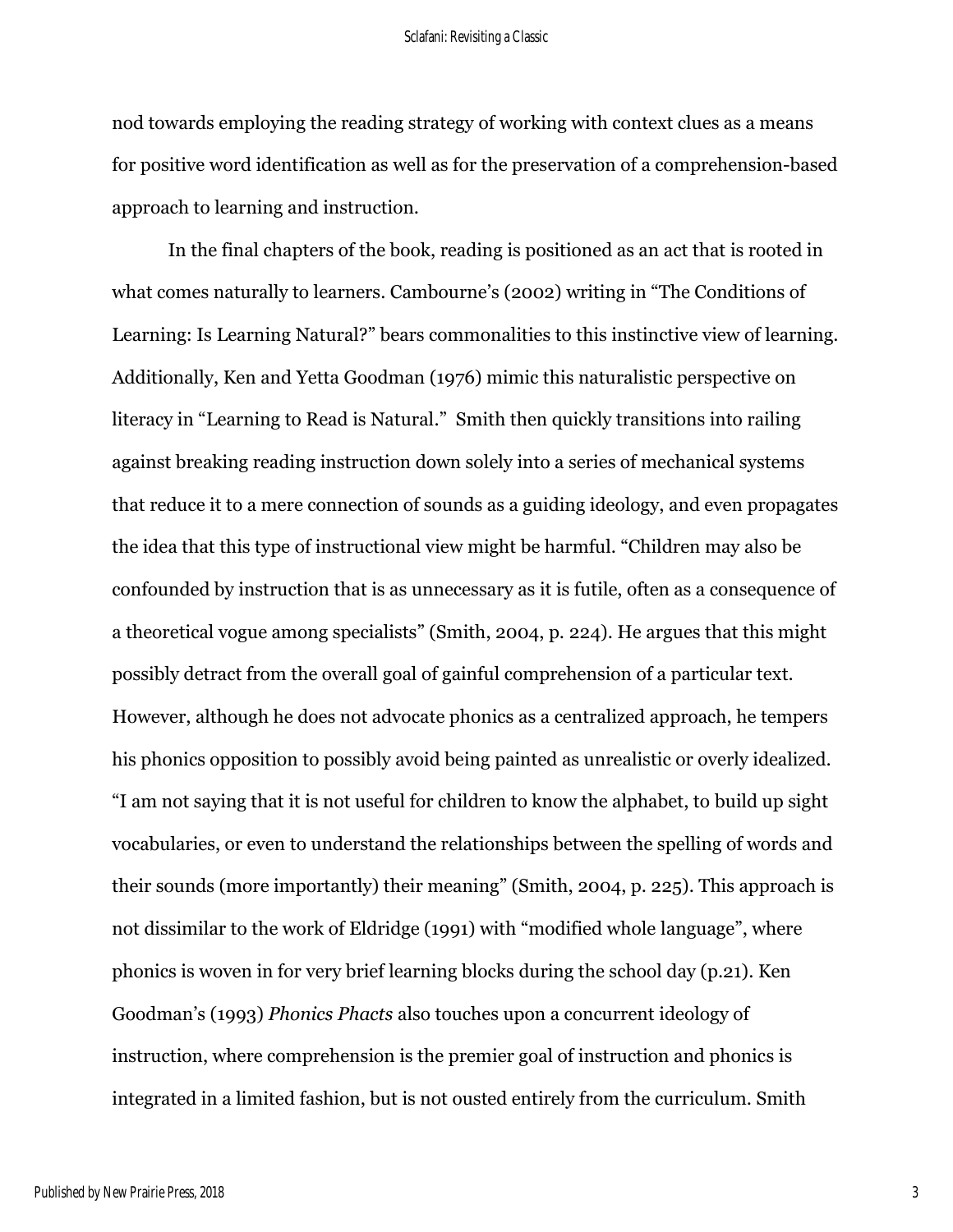nod towards employing the reading strategy of working with context clues as a means for positive word identification as well as for the preservation of a comprehension-based approach to learning and instruction.

In the final chapters of the book, reading is positioned as an act that is rooted in what comes naturally to learners. Cambourne's (2002) writing in "The Conditions of Learning: Is Learning Natural?" bears commonalities to this instinctive view of learning. Additionally, Ken and Yetta Goodman (1976) mimic this naturalistic perspective on literacy in "Learning to Read is Natural." Smith then quickly transitions into railing against breaking reading instruction down solely into a series of mechanical systems that reduce it to a mere connection of sounds as a guiding ideology, and even propagates the idea that this type of instructional view might be harmful. "Children may also be confounded by instruction that is as unnecessary as it is futile, often as a consequence of a theoretical vogue among specialists" (Smith, 2004, p. 224). He argues that this might possibly detract from the overall goal of gainful comprehension of a particular text. However, although he does not advocate phonics as a centralized approach, he tempers his phonics opposition to possibly avoid being painted as unrealistic or overly idealized. "I am not saying that it is not useful for children to know the alphabet, to build up sight vocabularies, or even to understand the relationships between the spelling of words and their sounds (more importantly) their meaning" (Smith, 2004, p. 225). This approach is not dissimilar to the work of Eldridge (1991) with "modified whole language", where phonics is woven in for very brief learning blocks during the school day (p.21). Ken Goodman's (1993) *Phonics Phacts* also touches upon a concurrent ideology of instruction, where comprehension is the premier goal of instruction and phonics is integrated in a limited fashion, but is not ousted entirely from the curriculum. Smith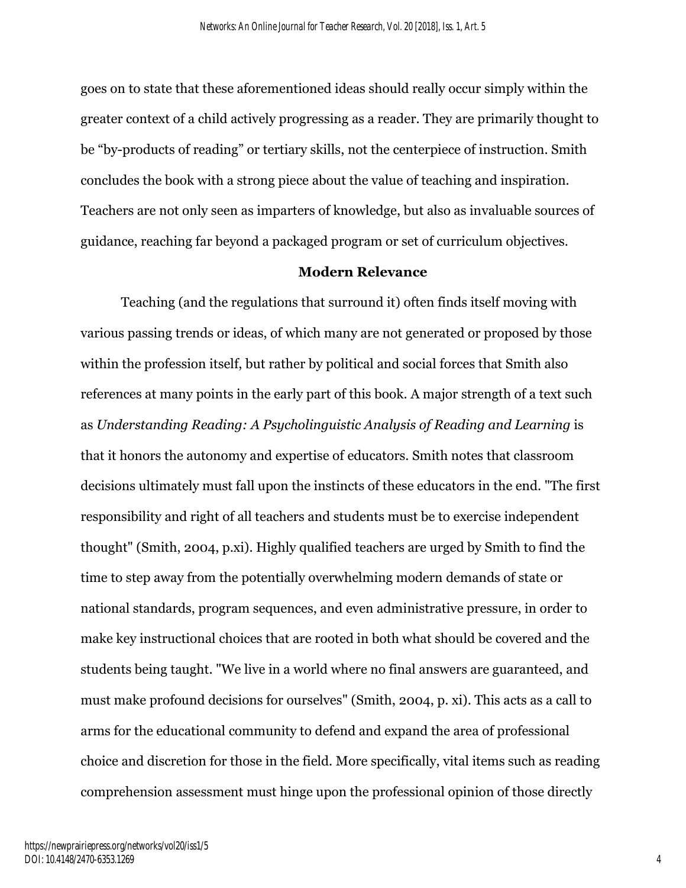goes on to state that these aforementioned ideas should really occur simply within the greater context of a child actively progressing as a reader. They are primarily thought to be "by-products of reading" or tertiary skills, not the centerpiece of instruction. Smith concludes the book with a strong piece about the value of teaching and inspiration. Teachers are not only seen as imparters of knowledge, but also as invaluable sources of guidance, reaching far beyond a packaged program or set of curriculum objectives.

## Modern Relevance

Teaching (and the regulations that surround it) often finds itself moving with various passing trends or ideas, of which many are not generated or proposed by those within the profession itself, but rather by political and social forces that Smith also references at many points in the early part of this book. A major strength of a text such as *Understanding Reading: A Psycholinguistic Analysis of Reading and Learning* is that it honors the autonomy and expertise of educators. Smith notes that classroom decisions ultimately must fall upon the instincts of these educators in the end. "The first responsibility and right of all teachers and students must be to exercise independent thought" (Smith, 2004, p.xi). Highly qualified teachers are urged by Smith to find the time to step away from the potentially overwhelming modern demands of state or national standards, program sequences, and even administrative pressure, in order to make key instructional choices that are rooted in both what should be covered and the students being taught. "We live in a world where no final answers are guaranteed, and must make profound decisions for ourselves" (Smith, 2004, p. xi). This acts as a call to arms for the educational community to defend and expand the area of professional choice and discretion for those in the field. More specifically, vital items such as reading comprehension assessment must hinge upon the professional opinion of those directly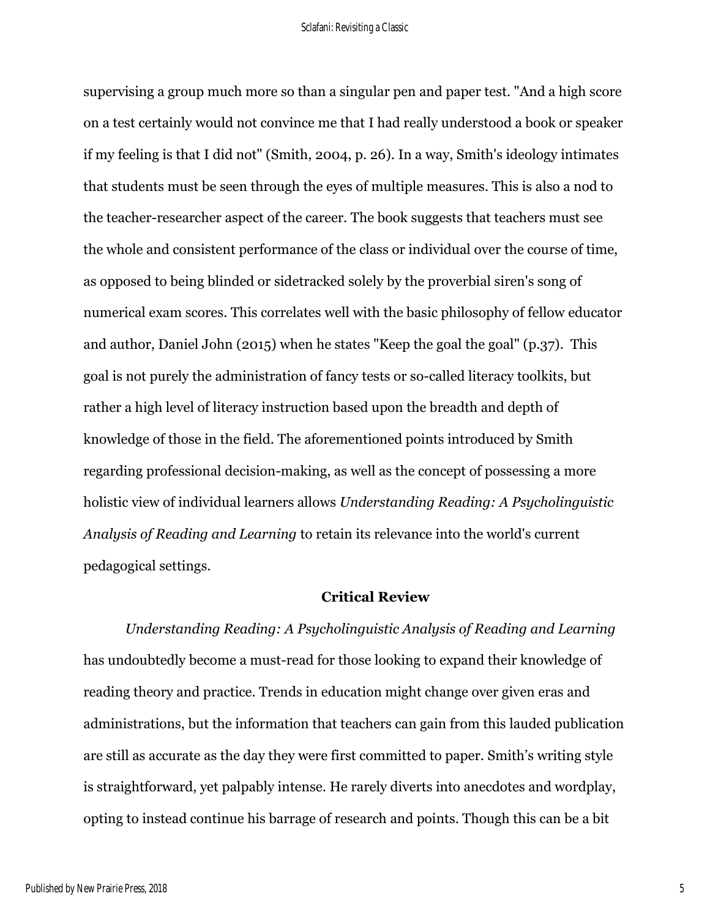supervising a group much more so than a singular pen and paper test. "And a high score on a test certainly would not convince me that I had really understood a book or speaker if my feeling is that I did not" (Smith, 2004, p. 26). In a way, Smith's ideology intimates that students must be seen through the eyes of multiple measures. This is also a nod to the teacher-researcher aspect of the career. The book suggests that teachers must see the whole and consistent performance of the class or individual over the course of time, as opposed to being blinded or sidetracked solely by the proverbial siren's song of numerical exam scores. This correlates well with the basic philosophy of fellow educator and author, Daniel John (2015) when he states "Keep the goal the goal" (p.37). This goal is not purely the administration of fancy tests or so-called literacy toolkits, but rather a high level of literacy instruction based upon the breadth and depth of knowledge of those in the field. The aforementioned points introduced by Smith regarding professional decision-making, as well as the concept of possessing a more holistic view of individual learners allows *Understanding Reading: A Psycholinguistic Analysis of Reading and Learning* to retain its relevance into the world's current pedagogical settings.

## Critical Review

*Understanding Reading: A Psycholinguistic Analysis of Reading and Learning* has undoubtedly become a must-read for those looking to expand their knowledge of reading theory and practice. Trends in education might change over given eras and administrations, but the information that teachers can gain from this lauded publication are still as accurate as the day they were first committed to paper. Smith's writing style is straightforward, yet palpably intense. He rarely diverts into anecdotes and wordplay, opting to instead continue his barrage of research and points. Though this can be a bit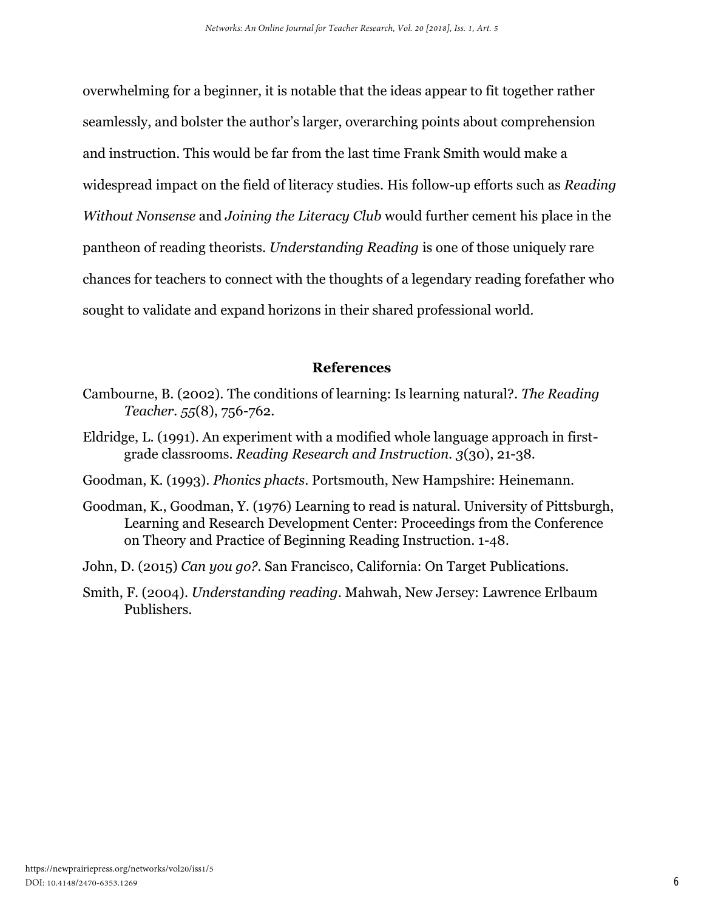overwhelming for a beginner, it is notable that the ideas appear to fit together rather seamlessly, and bolster the author's larger, overarching points about comprehension and instruction. This would be far from the last time Frank Smith would make a widespread impact on the field of literacy studies. His follow-up efforts such as *Reading Without Nonsense* and *Joining the Literacy Club* would further cement his place in the pantheon of reading theorists. *Understanding Reading* is one of those uniquely rare chances for teachers to connect with the thoughts of a legendary reading forefather who sought to validate and expand horizons in their shared professional world.

## References

Cambourne, B. (2002). The conditions of learning: Is learning natural?. *The Reading Teacher*. *55*(8), 756-762.

Eldridge, L. (1991). An experiment with a modified whole language approach in first-grade classrooms. *Reading Research and Instruction. 3*(30), 21-38.

Goodman, K. (1993). *Phonics phacts*. Portsmouth, New Hampshire: Heinemann.

Goodman, K., Goodman, Y. (1976) Learning to read is natural. University of Pittsburgh, Learning and Research Development Center: Proceedings from the Conference on Theory and Practice of Beginning Reading Instruction. 1-48.

John, D. (2015) *Can you go?*. San Francisco, California: On Target Publications.

Smith, F. (2004). *Understanding reading*. Mahwah, New Jersey: Lawrence Erlbaum Publishers.